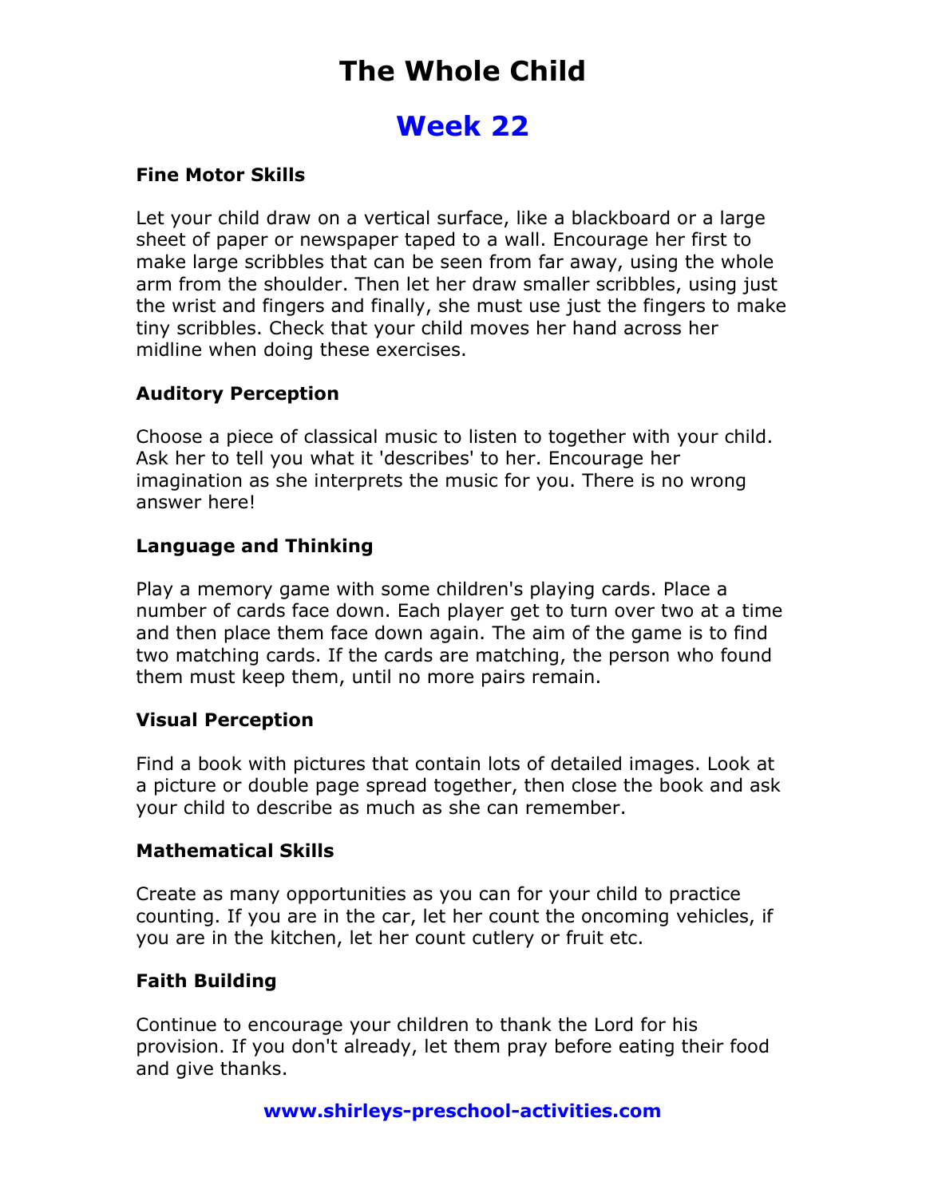# The Whole Child

## Week 22

**Fine Motor Skills**

Let your child draw on a vertical surface, like a blackboard or a large sheet of paper or newspaper taped to a wall. Encourage her first to make large scribbles that can be seen from far away, using the whole arm from the shoulder. Then let her draw smaller scribbles, using just the wrist and fingers and finally, she must use just the fingers to make tiny scribbles. Check that your child moves her hand across her midline when doing these exercises.

**Auditory Perception**

Choose a piece of classical music to listen to together with your child. Ask her to tell you what it 'describes' to her. Encourage her imagination as she interprets the music for you. There is no wrong answer here!

**Language and Thinking**

Play a memory game with some children's playing cards. Place a number of cards face down. Each player get to turn over two at a time and then place them face down again. The aim of the game is to find two matching cards. If the cards are matching, the person who found them must keep them, until no more pairs remain.

**Visual Perception**

Find a book with pictures that contain lots of detailed images. Look at a picture or double page spread together, then close the book and ask your child to describe as much as she can remember.

**Mathematical Skills**

Create as many opportunities as you can for your child to practice counting. If you are in the car, let her count the oncoming vehicles, if you are in the kitchen, let her count cutlery or fruit etc.

**Faith Building**

Continue to encourage your children to thank the Lord for his provision. If you don't already, let them pray before eating their food and give thanks.

**www.shirleys-preschool-activities.com**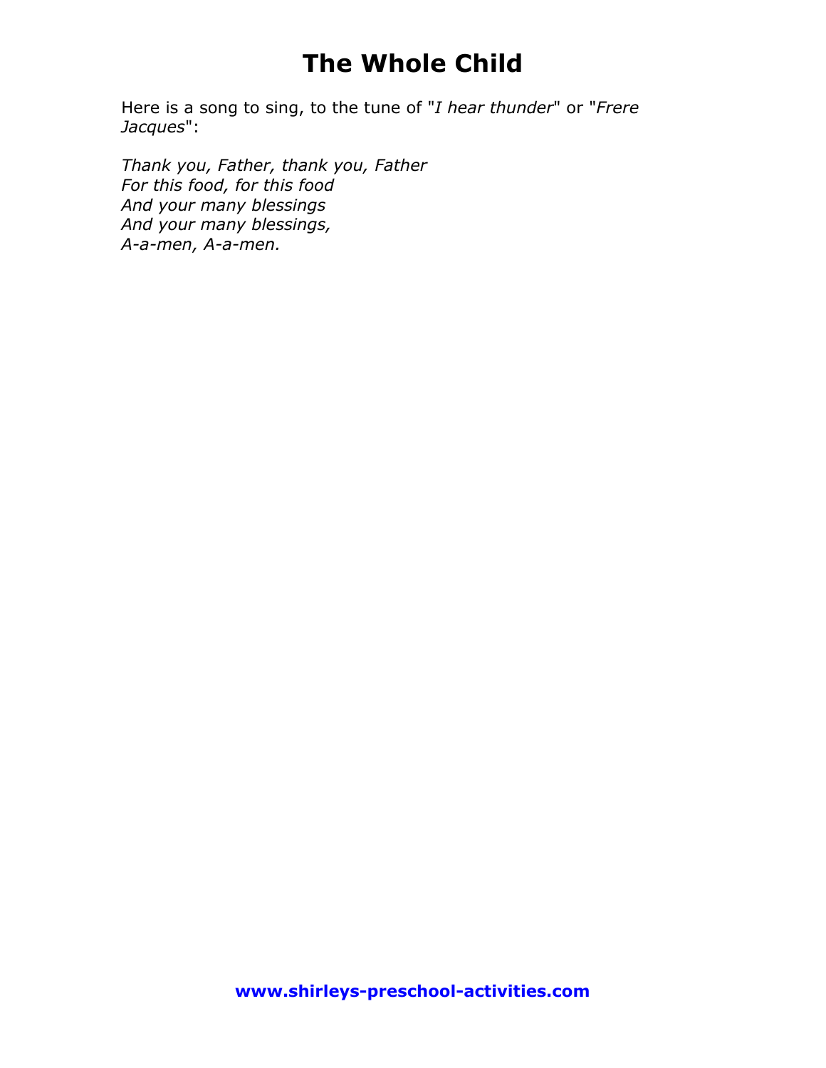# The Whole Child

Here is a song to sing, to the tune of "*I hear thunder*" or "*Frere Jacques*":

*Thank you, Father, thank you, Father*
*For this food, for this food*
*And your many blessings*
*And your many blessings,*
*A-a-men, A-a-men.*

**www.shirleys-preschool-activities.com**